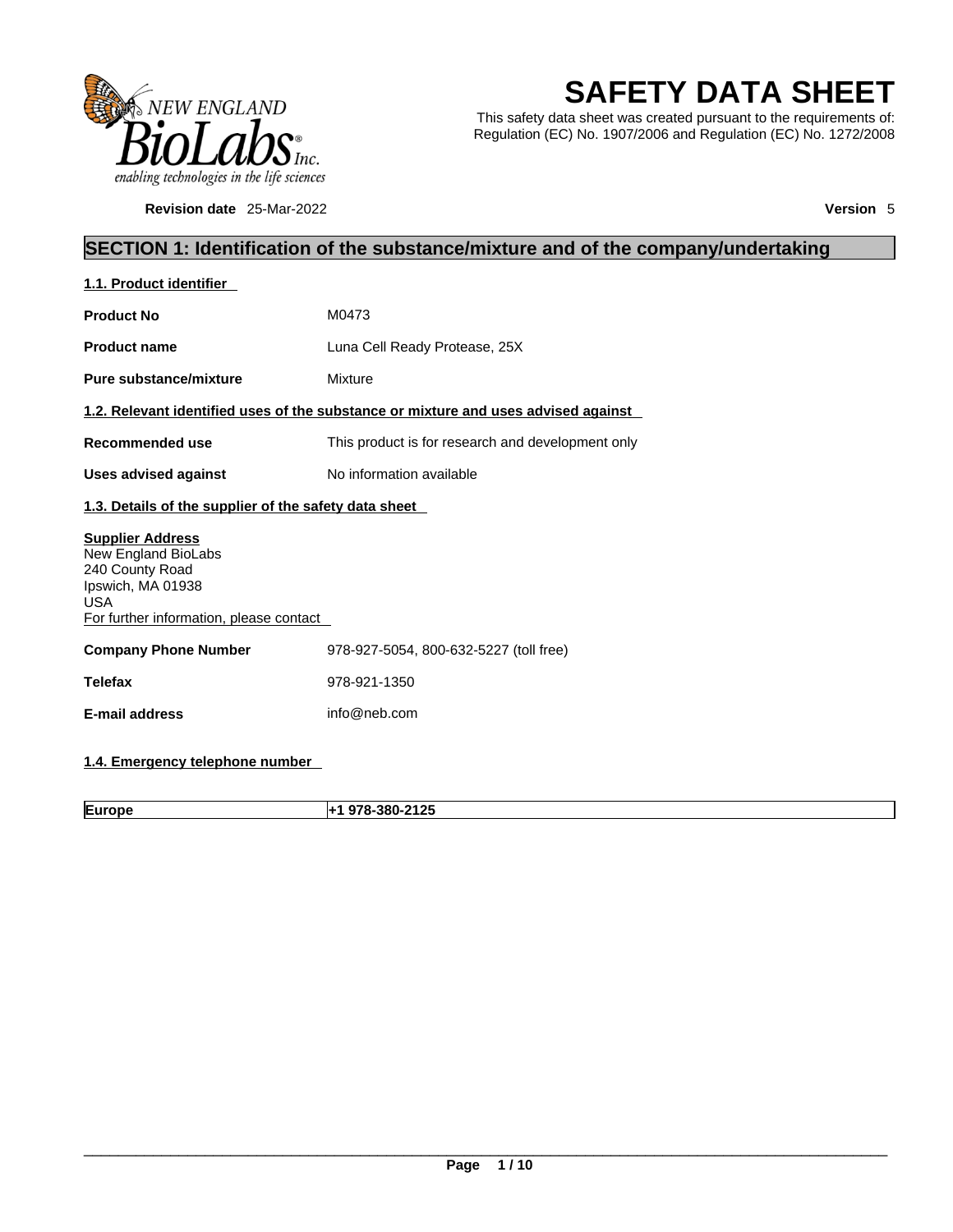# SAFETY DATA SHEET

This safety data sheet was created pursuant to the requirements of: Regulation (EC) No. 1907/2006 and Regulation (EC) No. 1272/2008

**Revision date** 25-Mar-2022 **Version** 5

## SECTION 1: Identification of the substance/mixture and of the company/undertaking

### 1.1. Product identifier

**Product No** M0473

**Product name** Luna Cell Ready Protease, 25X

**Pure substance/mixture** Mixture

### 1.2. Relevant identified uses of the substance or mixture and uses advised against

**Recommended use** This product is for research and development only

**Uses advised against** No information available

### 1.3. Details of the supplier of the safety data sheet

**Supplier Address**
New England BioLabs
240 County Road
Ipswich, MA 01938
USA
For further information, please contact

**Company Phone Number** 978-927-5054, 800-632-5227 (toll free)

**Telefax** 978-921-1350

**E-mail address** info@neb.com

### 1.4. Emergency telephone number

| Europe | +1 978-380-2125 |
|---|---|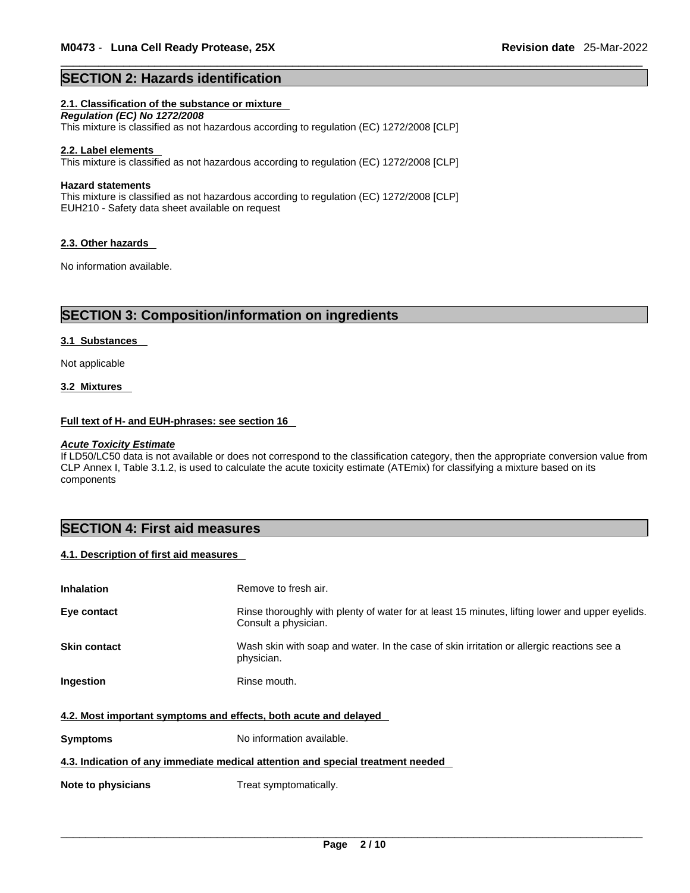## SECTION 2: Hazards identification

### 2.1. Classification of the substance or mixture

***Regulation (EC) No 1272/2008***

This mixture is classified as not hazardous according to regulation (EC) 1272/2008 [CLP]

### 2.2. Label elements

This mixture is classified as not hazardous according to regulation (EC) 1272/2008 [CLP]

**Hazard statements**

This mixture is classified as not hazardous according to regulation (EC) 1272/2008 [CLP]
EUH210 - Safety data sheet available on request

### 2.3. Other hazards

No information available.

## SECTION 3: Composition/information on ingredients

### 3.1 Substances

Not applicable

### 3.2 Mixtures

**Full text of H- and EUH-phrases: see section 16**

***Acute Toxicity Estimate***

If LD50/LC50 data is not available or does not correspond to the classification category, then the appropriate conversion value from CLP Annex I, Table 3.1.2, is used to calculate the acute toxicity estimate (ATEmix) for classifying a mixture based on its components

## SECTION 4: First aid measures

### 4.1. Description of first aid measures

| | |
|---|---|
| **Inhalation** | Remove to fresh air. |
| **Eye contact** | Rinse thoroughly with plenty of water for at least 15 minutes, lifting lower and upper eyelids. Consult a physician. |
| **Skin contact** | Wash skin with soap and water. In the case of skin irritation or allergic reactions see a physician. |
| **Ingestion** | Rinse mouth. |

### 4.2. Most important symptoms and effects, both acute and delayed

| | |
|---|---|
| **Symptoms** | No information available. |

### 4.3. Indication of any immediate medical attention and special treatment needed

| | |
|---|---|
| **Note to physicians** | Treat symptomatically. |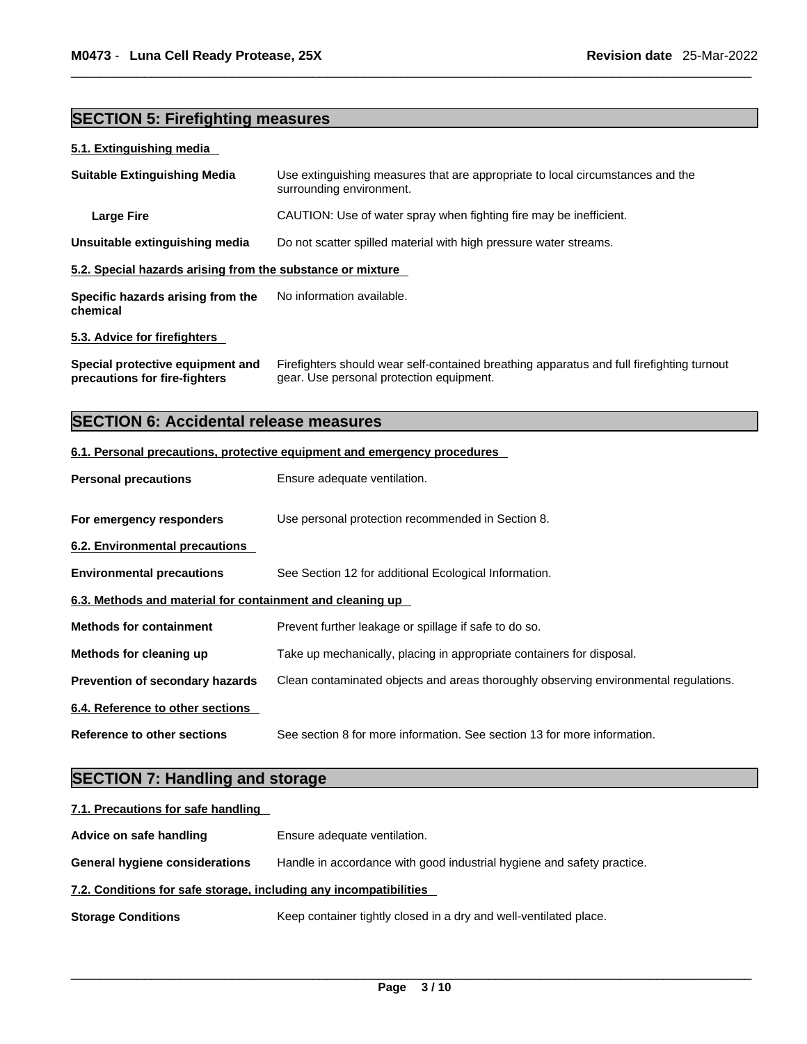## SECTION 5: Firefighting measures

### 5.1. Extinguishing media

**Suitable Extinguishing Media** Use extinguishing measures that are appropriate to local circumstances and the surrounding environment.

**Large Fire** CAUTION: Use of water spray when fighting fire may be inefficient.

**Unsuitable extinguishing media** Do not scatter spilled material with high pressure water streams.

### 5.2. Special hazards arising from the substance or mixture

**Specific hazards arising from the chemical** No information available.

### 5.3. Advice for firefighters

**Special protective equipment and precautions for fire-fighters** Firefighters should wear self-contained breathing apparatus and full firefighting turnout gear. Use personal protection equipment.

## SECTION 6: Accidental release measures

### 6.1. Personal precautions, protective equipment and emergency procedures

**Personal precautions** Ensure adequate ventilation.

**For emergency responders** Use personal protection recommended in Section 8.

### 6.2. Environmental precautions

**Environmental precautions** See Section 12 for additional Ecological Information.

### 6.3. Methods and material for containment and cleaning up

**Methods for containment** Prevent further leakage or spillage if safe to do so.

**Methods for cleaning up** Take up mechanically, placing in appropriate containers for disposal.

**Prevention of secondary hazards** Clean contaminated objects and areas thoroughly observing environmental regulations.

### 6.4. Reference to other sections

**Reference to other sections** See section 8 for more information. See section 13 for more information.

## SECTION 7: Handling and storage

### 7.1. Precautions for safe handling

**Advice on safe handling** Ensure adequate ventilation.

**General hygiene considerations** Handle in accordance with good industrial hygiene and safety practice.

### 7.2. Conditions for safe storage, including any incompatibilities

**Storage Conditions** Keep container tightly closed in a dry and well-ventilated place.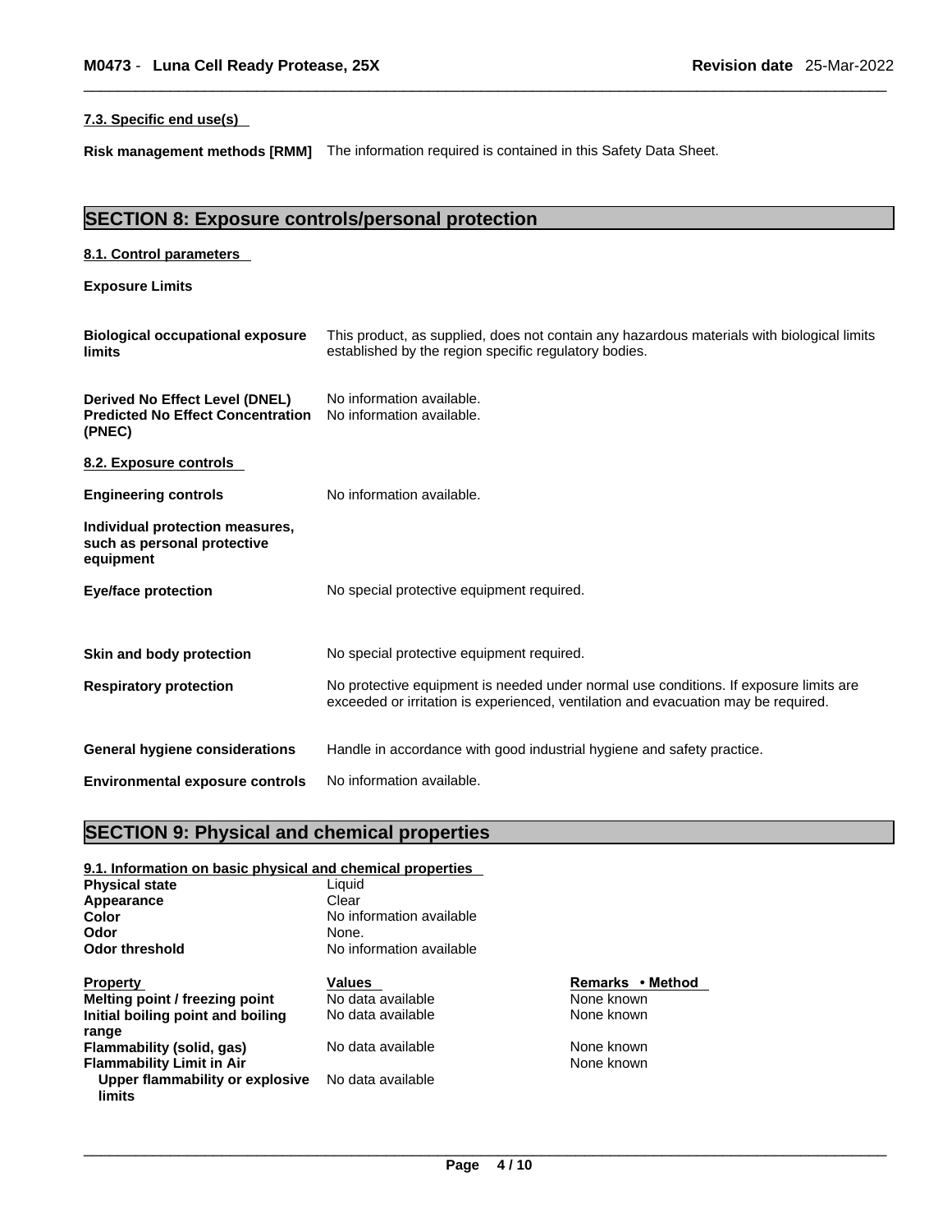### 7.3. Specific end use(s)

**Risk management methods [RMM]** The information required is contained in this Safety Data Sheet.

## SECTION 8: Exposure controls/personal protection

### 8.1. Control parameters

**Exposure Limits**

**Biological occupational exposure limits** This product, as supplied, does not contain any hazardous materials with biological limits established by the region specific regulatory bodies.

**Derived No Effect Level (DNEL)** No information available.
**Predicted No Effect Concentration (PNEC)** No information available.

### 8.2. Exposure controls

**Engineering controls** No information available.

**Individual protection measures, such as personal protective equipment**

**Eye/face protection** No special protective equipment required.

**Skin and body protection** No special protective equipment required.

**Respiratory protection** No protective equipment is needed under normal use conditions. If exposure limits are exceeded or irritation is experienced, ventilation and evacuation may be required.

**General hygiene considerations** Handle in accordance with good industrial hygiene and safety practice.

**Environmental exposure controls** No information available.

## SECTION 9: Physical and chemical properties

### 9.1. Information on basic physical and chemical properties

**Physical state** Liquid
**Appearance** Clear
**Color** No information available
**Odor** None.
**Odor threshold** No information available

| Property | Values | Remarks • Method |
|---|---|---|
| **Melting point / freezing point** | No data available | None known |
| **Initial boiling point and boiling range** | No data available | None known |
| **Flammability (solid, gas)** | No data available | None known |
| **Flammability Limit in Air** | | None known |
| **Upper flammability or explosive limits** | No data available | |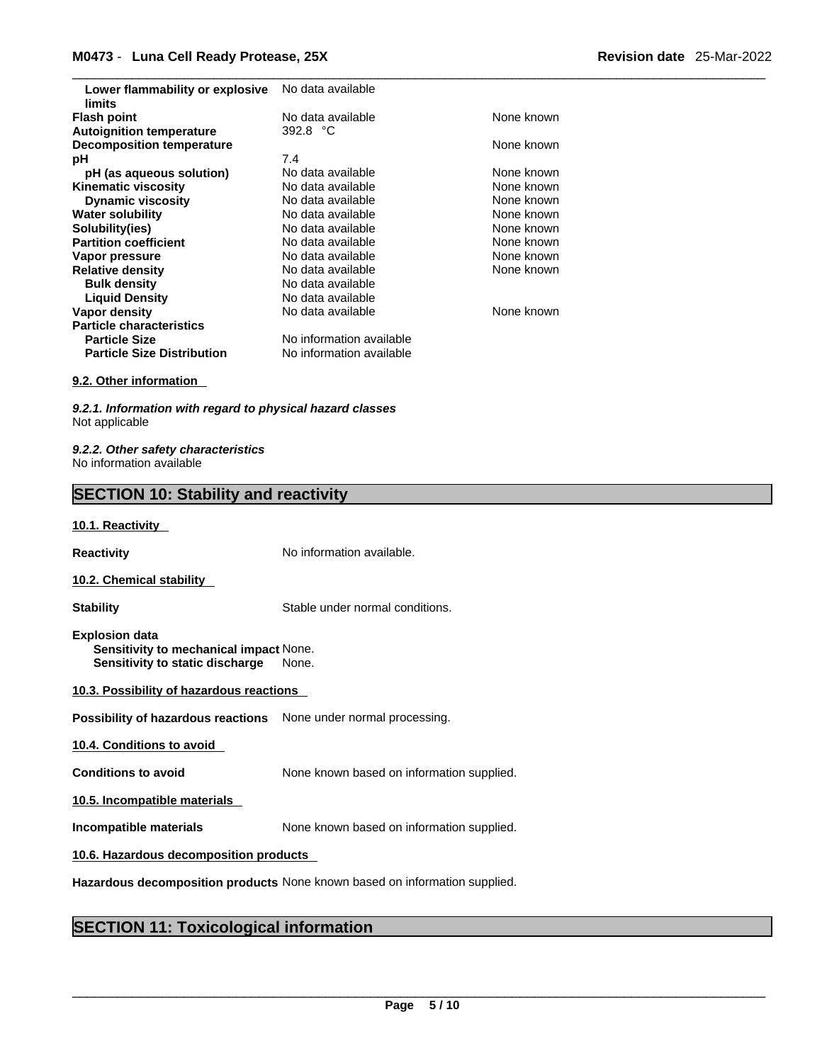| | | |
|---|---|---|
| **Lower flammability or explosive limits** | No data available | |
| **Flash point** | No data available | None known |
| **Autoignition temperature** | 392.8 °C | |
| **Decomposition temperature** | | None known |
| **pH** | 7.4 | |
| **pH (as aqueous solution)** | No data available | None known |
| **Kinematic viscosity** | No data available | None known |
| **Dynamic viscosity** | No data available | None known |
| **Water solubility** | No data available | None known |
| **Solubility(ies)** | No data available | None known |
| **Partition coefficient** | No data available | None known |
| **Vapor pressure** | No data available | None known |
| **Relative density** | No data available | None known |
| **Bulk density** | No data available | |
| **Liquid Density** | No data available | |
| **Vapor density** | No data available | None known |
| **Particle characteristics** | | |
| **Particle Size** | No information available | |
| **Particle Size Distribution** | No information available | |

**9.2. Other information**

***9.2.1. Information with regard to physical hazard classes***
Not applicable

***9.2.2. Other safety characteristics***
No information available

## SECTION 10: Stability and reactivity

**10.1. Reactivity**

**Reactivity** No information available.

**10.2. Chemical stability**

**Stability** Stable under normal conditions.

**Explosion data**
**Sensitivity to mechanical impact** None.
**Sensitivity to static discharge** None.

**10.3. Possibility of hazardous reactions**

**Possibility of hazardous reactions** None under normal processing.

**10.4. Conditions to avoid**

**Conditions to avoid** None known based on information supplied.

**10.5. Incompatible materials**

**Incompatible materials** None known based on information supplied.

**10.6. Hazardous decomposition products**

**Hazardous decomposition products** None known based on information supplied.

## SECTION 11: Toxicological information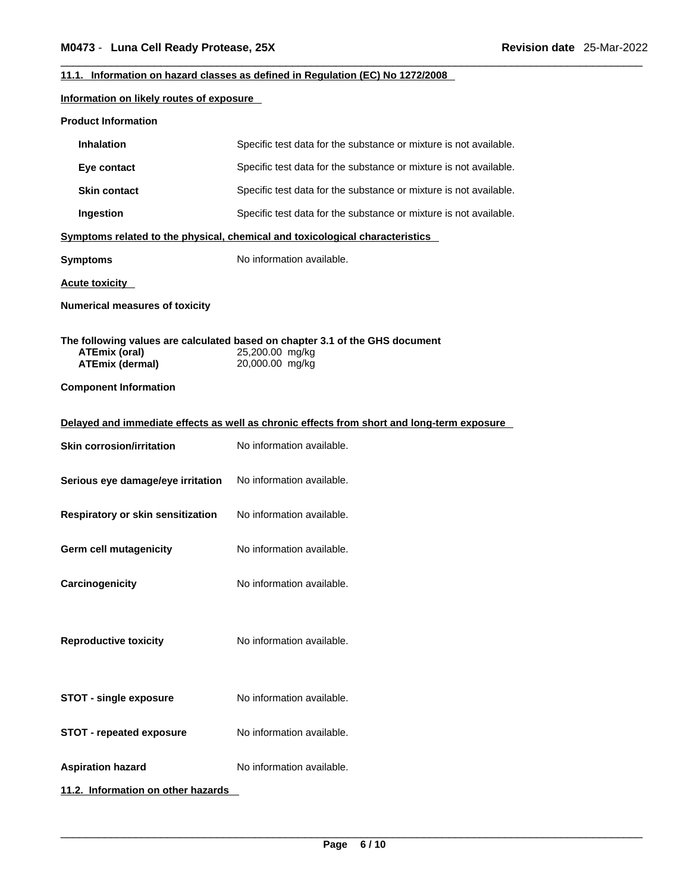### 11.1. Information on hazard classes as defined in Regulation (EC) No 1272/2008

**Information on likely routes of exposure**

**Product Information**

| | |
|---|---|
| **Inhalation** | Specific test data for the substance or mixture is not available. |
| **Eye contact** | Specific test data for the substance or mixture is not available. |
| **Skin contact** | Specific test data for the substance or mixture is not available. |
| **Ingestion** | Specific test data for the substance or mixture is not available. |

**Symptoms related to the physical, chemical and toxicological characteristics**

| | |
|---|---|
| **Symptoms** | No information available. |

**Acute toxicity**

**Numerical measures of toxicity**

**The following values are calculated based on chapter 3.1 of the GHS document**

| | |
|---|---|
| **ATEmix (oral)** | 25,200.00 mg/kg |
| **ATEmix (dermal)** | 20,000.00 mg/kg |

**Component Information**

**Delayed and immediate effects as well as chronic effects from short and long-term exposure**

| | |
|---|---|
| **Skin corrosion/irritation** | No information available. |
| **Serious eye damage/eye irritation** | No information available. |
| **Respiratory or skin sensitization** | No information available. |
| **Germ cell mutagenicity** | No information available. |
| **Carcinogenicity** | No information available. |
| **Reproductive toxicity** | No information available. |
| **STOT - single exposure** | No information available. |
| **STOT - repeated exposure** | No information available. |
| **Aspiration hazard** | No information available. |

### 11.2. Information on other hazards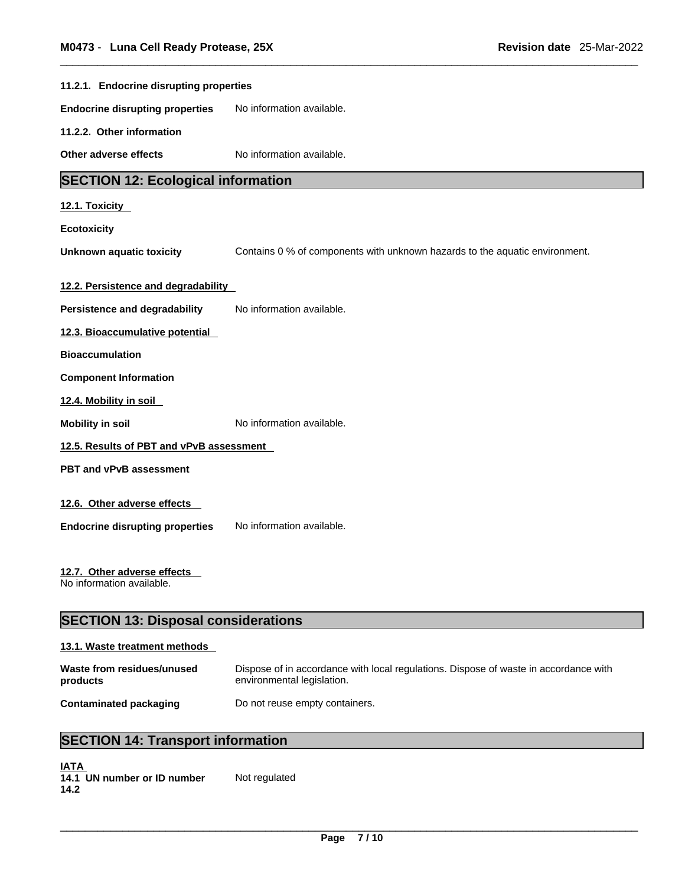#### 11.2.1. Endocrine disrupting properties

**Endocrine disrupting properties** No information available.

#### 11.2.2. Other information

**Other adverse effects** No information available.

## SECTION 12: Ecological information

### 12.1. Toxicity

**Ecotoxicity**

**Unknown aquatic toxicity** Contains 0 % of components with unknown hazards to the aquatic environment.

### 12.2. Persistence and degradability

**Persistence and degradability** No information available.

### 12.3. Bioaccumulative potential

**Bioaccumulation**

**Component Information**

### 12.4. Mobility in soil

**Mobility in soil** No information available.

### 12.5. Results of PBT and vPvB assessment

**PBT and vPvB assessment**

### 12.6. Other adverse effects

**Endocrine disrupting properties** No information available.

### 12.7. Other adverse effects

No information available.

## SECTION 13: Disposal considerations

### 13.1. Waste treatment methods

**Waste from residues/unused products** Dispose of in accordance with local regulations. Dispose of waste in accordance with environmental legislation.

**Contaminated packaging** Do not reuse empty containers.

## SECTION 14: Transport information

**IATA**

**14.1 UN number or ID number** Not regulated

**14.2**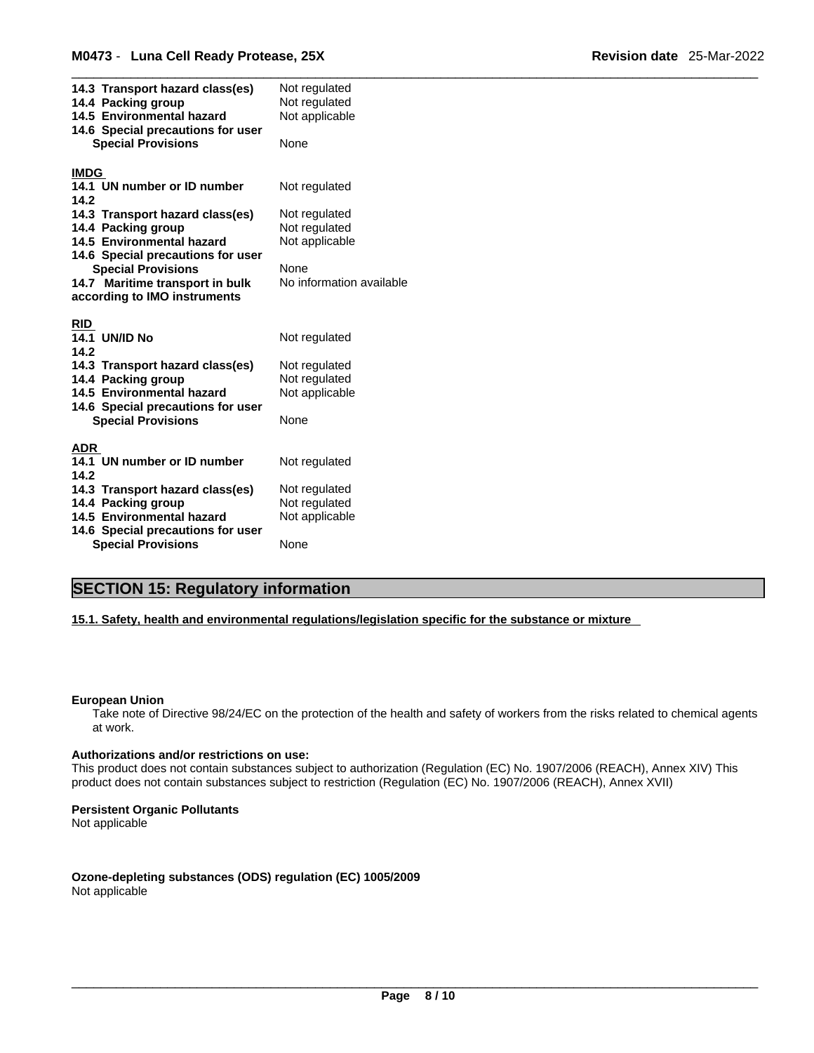| | |
|---|---|
| **14.3 Transport hazard class(es)** | Not regulated |
| **14.4 Packing group** | Not regulated |
| **14.5 Environmental hazard** | Not applicable |
| **14.6 Special precautions for user** | |
| **Special Provisions** | None |

**IMDG**

| | |
|---|---|
| **14.1 UN number or ID number** | Not regulated |
| **14.2** | |
| **14.3 Transport hazard class(es)** | Not regulated |
| **14.4 Packing group** | Not regulated |
| **14.5 Environmental hazard** | Not applicable |
| **14.6 Special precautions for user** | |
| **Special Provisions** | None |
| **14.7 Maritime transport in bulk according to IMO instruments** | No information available |

**RID**

| | |
|---|---|
| **14.1 UN/ID No** | Not regulated |
| **14.2** | |
| **14.3 Transport hazard class(es)** | Not regulated |
| **14.4 Packing group** | Not regulated |
| **14.5 Environmental hazard** | Not applicable |
| **14.6 Special precautions for user** | |
| **Special Provisions** | None |

**ADR**

| | |
|---|---|
| **14.1 UN number or ID number** | Not regulated |
| **14.2** | |
| **14.3 Transport hazard class(es)** | Not regulated |
| **14.4 Packing group** | Not regulated |
| **14.5 Environmental hazard** | Not applicable |
| **14.6 Special precautions for user** | |
| **Special Provisions** | None |

## SECTION 15: Regulatory information

**15.1. Safety, health and environmental regulations/legislation specific for the substance or mixture**

**European Union**

Take note of Directive 98/24/EC on the protection of the health and safety of workers from the risks related to chemical agents at work.

**Authorizations and/or restrictions on use:**

This product does not contain substances subject to authorization (Regulation (EC) No. 1907/2006 (REACH), Annex XIV) This product does not contain substances subject to restriction (Regulation (EC) No. 1907/2006 (REACH), Annex XVII)

**Persistent Organic Pollutants**

Not applicable

**Ozone-depleting substances (ODS) regulation (EC) 1005/2009**

Not applicable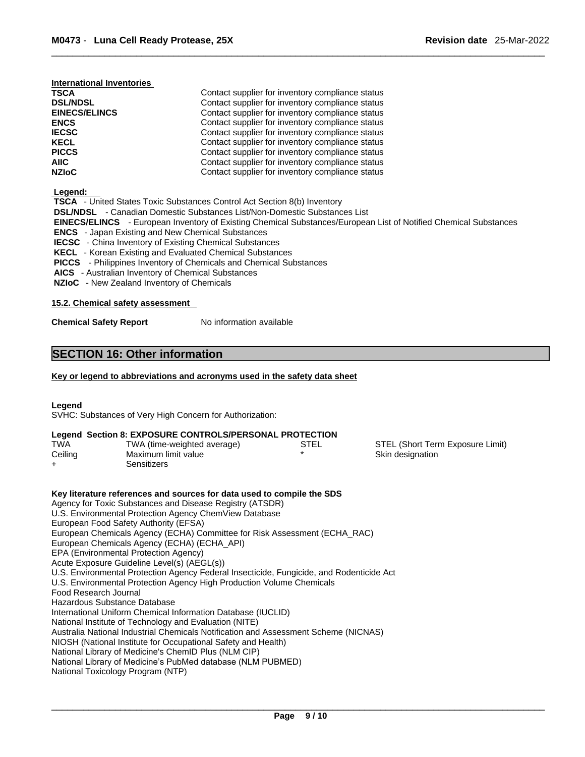**International Inventories**

| | |
|---|---|
| **TSCA** | Contact supplier for inventory compliance status |
| **DSL/NDSL** | Contact supplier for inventory compliance status |
| **EINECS/ELINCS** | Contact supplier for inventory compliance status |
| **ENCS** | Contact supplier for inventory compliance status |
| **IECSC** | Contact supplier for inventory compliance status |
| **KECL** | Contact supplier for inventory compliance status |
| **PICCS** | Contact supplier for inventory compliance status |
| **AIIC** | Contact supplier for inventory compliance status |
| **NZIoC** | Contact supplier for inventory compliance status |

**Legend:**

**TSCA** - United States Toxic Substances Control Act Section 8(b) Inventory
**DSL/NDSL** - Canadian Domestic Substances List/Non-Domestic Substances List
**EINECS/ELINCS** - European Inventory of Existing Chemical Substances/European List of Notified Chemical Substances
**ENCS** - Japan Existing and New Chemical Substances
**IECSC** - China Inventory of Existing Chemical Substances
**KECL** - Korean Existing and Evaluated Chemical Substances
**PICCS** - Philippines Inventory of Chemicals and Chemical Substances
**AICS** - Australian Inventory of Chemical Substances
**NZIoC** - New Zealand Inventory of Chemicals

**15.2. Chemical safety assessment**

**Chemical Safety Report** No information available

## SECTION 16: Other information

**Key or legend to abbreviations and acronyms used in the safety data sheet**

**Legend**
SVHC: Substances of Very High Concern for Authorization:

**Legend Section 8: EXPOSURE CONTROLS/PERSONAL PROTECTION**

| | | | |
|---|---|---|---|
| TWA | TWA (time-weighted average) | STEL | STEL (Short Term Exposure Limit) |
| Ceiling | Maximum limit value | * | Skin designation |
| + | Sensitizers | | |

**Key literature references and sources for data used to compile the SDS**
Agency for Toxic Substances and Disease Registry (ATSDR)
U.S. Environmental Protection Agency ChemView Database
European Food Safety Authority (EFSA)
European Chemicals Agency (ECHA) Committee for Risk Assessment (ECHA_RAC)
European Chemicals Agency (ECHA) (ECHA_API)
EPA (Environmental Protection Agency)
Acute Exposure Guideline Level(s) (AEGL(s))
U.S. Environmental Protection Agency Federal Insecticide, Fungicide, and Rodenticide Act
U.S. Environmental Protection Agency High Production Volume Chemicals
Food Research Journal
Hazardous Substance Database
International Uniform Chemical Information Database (IUCLID)
National Institute of Technology and Evaluation (NITE)
Australia National Industrial Chemicals Notification and Assessment Scheme (NICNAS)
NIOSH (National Institute for Occupational Safety and Health)
National Library of Medicine's ChemID Plus (NLM CIP)
National Library of Medicine's PubMed database (NLM PUBMED)
National Toxicology Program (NTP)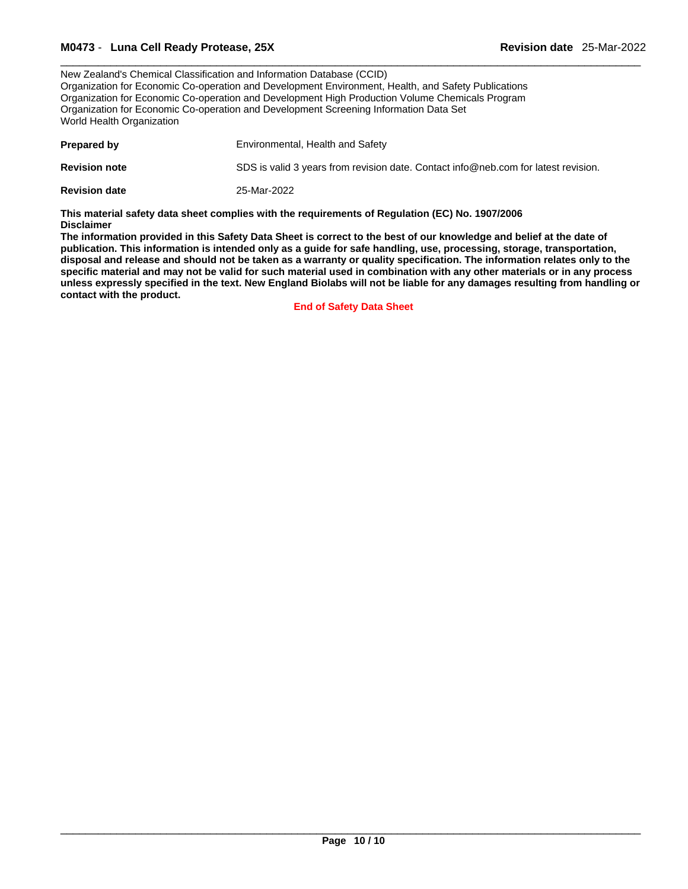New Zealand's Chemical Classification and Information Database (CCID)
Organization for Economic Co-operation and Development Environment, Health, and Safety Publications
Organization for Economic Co-operation and Development High Production Volume Chemicals Program
Organization for Economic Co-operation and Development Screening Information Data Set
World Health Organization

| | |
|---|---|
| **Prepared by** | Environmental, Health and Safety |
| **Revision note** | SDS is valid 3 years from revision date. Contact info@neb.com for latest revision. |
| **Revision date** | 25-Mar-2022 |

**This material safety data sheet complies with the requirements of Regulation (EC) No. 1907/2006**
**Disclaimer**
**The information provided in this Safety Data Sheet is correct to the best of our knowledge and belief at the date of publication. This information is intended only as a guide for safe handling, use, processing, storage, transportation, disposal and release and should not be taken as a warranty or quality specification. The information relates only to the specific material and may not be valid for such material used in combination with any other materials or in any process unless expressly specified in the text. New England Biolabs will not be liable for any damages resulting from handling or contact with the product.**

**End of Safety Data Sheet**